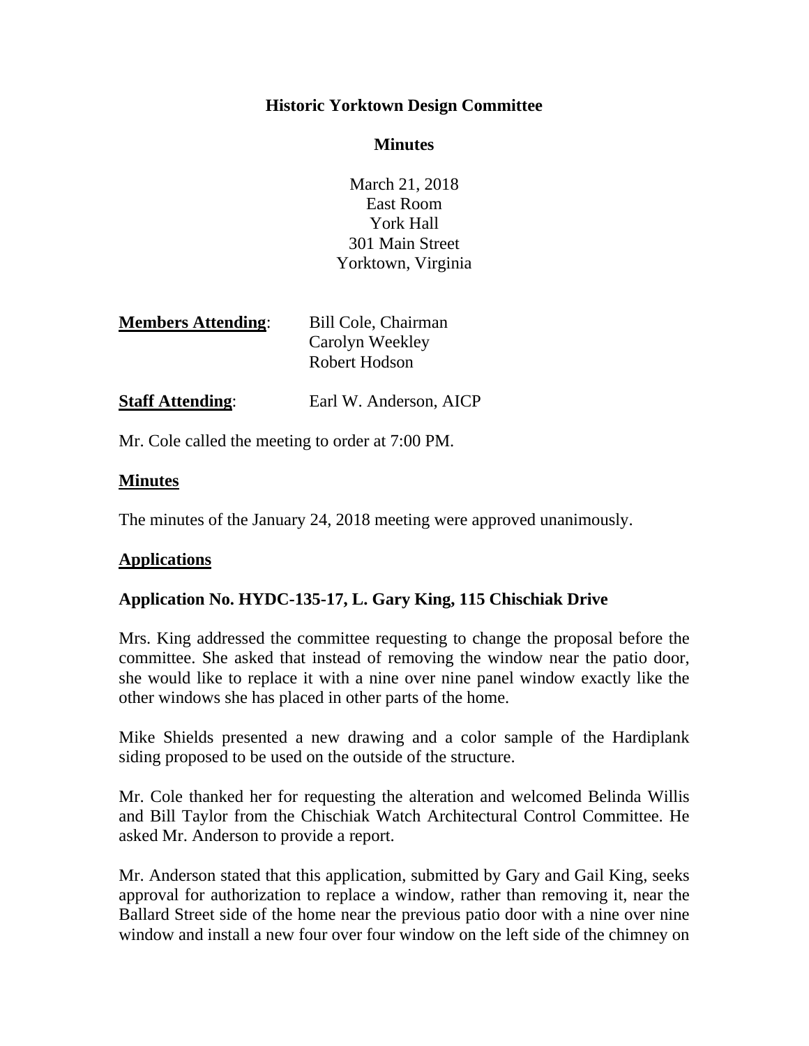# Historic Yorktown Design Committee

## Minutes

March 21, 2018
East Room
York Hall
301 Main Street
Yorktown, Virginia

**Members Attending**: Bill Cole, Chairman
Carolyn Weekley
Robert Hodson

**Staff Attending**: Earl W. Anderson, AICP

Mr. Cole called the meeting to order at 7:00 PM.

**Minutes**

The minutes of the January 24, 2018 meeting were approved unanimously.

**Applications**

### Application No. HYDC-135-17, L. Gary King, 115 Chischiak Drive

Mrs. King addressed the committee requesting to change the proposal before the committee. She asked that instead of removing the window near the patio door, she would like to replace it with a nine over nine panel window exactly like the other windows she has placed in other parts of the home.

Mike Shields presented a new drawing and a color sample of the Hardiplank siding proposed to be used on the outside of the structure.

Mr. Cole thanked her for requesting the alteration and welcomed Belinda Willis and Bill Taylor from the Chischiak Watch Architectural Control Committee. He asked Mr. Anderson to provide a report.

Mr. Anderson stated that this application, submitted by Gary and Gail King, seeks approval for authorization to replace a window, rather than removing it, near the Ballard Street side of the home near the previous patio door with a nine over nine window and install a new four over four window on the left side of the chimney on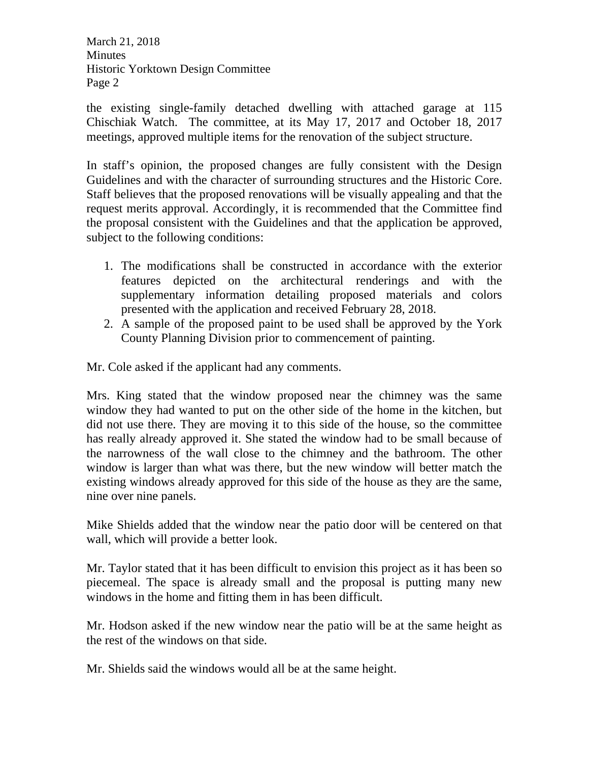the existing single-family detached dwelling with attached garage at 115 Chischiak Watch. The committee, at its May 17, 2017 and October 18, 2017 meetings, approved multiple items for the renovation of the subject structure.

In staff's opinion, the proposed changes are fully consistent with the Design Guidelines and with the character of surrounding structures and the Historic Core. Staff believes that the proposed renovations will be visually appealing and that the request merits approval. Accordingly, it is recommended that the Committee find the proposal consistent with the Guidelines and that the application be approved, subject to the following conditions:

1. The modifications shall be constructed in accordance with the exterior features depicted on the architectural renderings and with the supplementary information detailing proposed materials and colors presented with the application and received February 28, 2018.
2. A sample of the proposed paint to be used shall be approved by the York County Planning Division prior to commencement of painting.

Mr. Cole asked if the applicant had any comments.

Mrs. King stated that the window proposed near the chimney was the same window they had wanted to put on the other side of the home in the kitchen, but did not use there. They are moving it to this side of the house, so the committee has really already approved it. She stated the window had to be small because of the narrowness of the wall close to the chimney and the bathroom. The other window is larger than what was there, but the new window will better match the existing windows already approved for this side of the house as they are the same, nine over nine panels.

Mike Shields added that the window near the patio door will be centered on that wall, which will provide a better look.

Mr. Taylor stated that it has been difficult to envision this project as it has been so piecemeal. The space is already small and the proposal is putting many new windows in the home and fitting them in has been difficult.

Mr. Hodson asked if the new window near the patio will be at the same height as the rest of the windows on that side.

Mr. Shields said the windows would all be at the same height.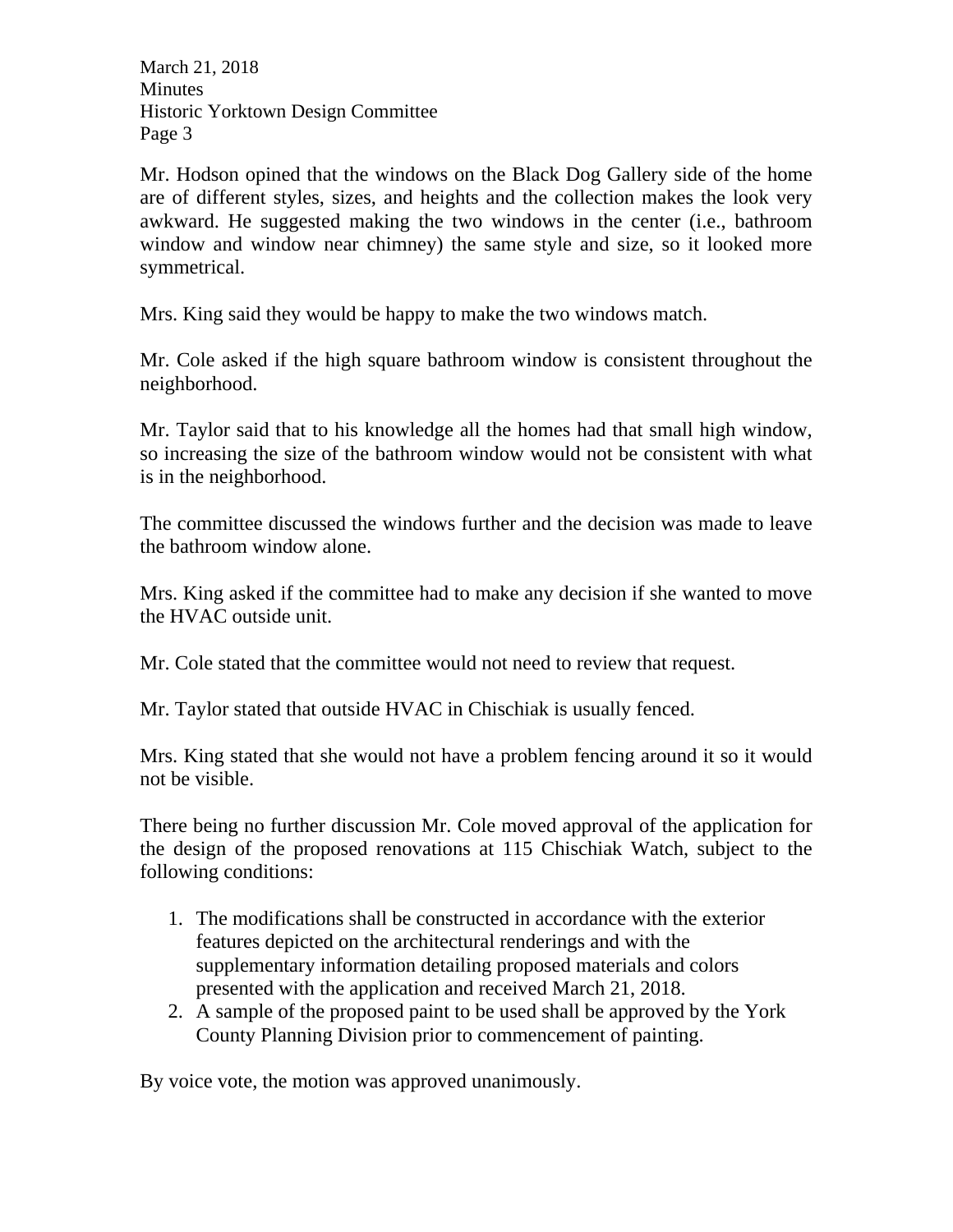Mr. Hodson opined that the windows on the Black Dog Gallery side of the home are of different styles, sizes, and heights and the collection makes the look very awkward. He suggested making the two windows in the center (i.e., bathroom window and window near chimney) the same style and size, so it looked more symmetrical.

Mrs. King said they would be happy to make the two windows match.

Mr. Cole asked if the high square bathroom window is consistent throughout the neighborhood.

Mr. Taylor said that to his knowledge all the homes had that small high window, so increasing the size of the bathroom window would not be consistent with what is in the neighborhood.

The committee discussed the windows further and the decision was made to leave the bathroom window alone.

Mrs. King asked if the committee had to make any decision if she wanted to move the HVAC outside unit.

Mr. Cole stated that the committee would not need to review that request.

Mr. Taylor stated that outside HVAC in Chischiak is usually fenced.

Mrs. King stated that she would not have a problem fencing around it so it would not be visible.

There being no further discussion Mr. Cole moved approval of the application for the design of the proposed renovations at 115 Chischiak Watch, subject to the following conditions:

1. The modifications shall be constructed in accordance with the exterior features depicted on the architectural renderings and with the supplementary information detailing proposed materials and colors presented with the application and received March 21, 2018.
2. A sample of the proposed paint to be used shall be approved by the York County Planning Division prior to commencement of painting.

By voice vote, the motion was approved unanimously.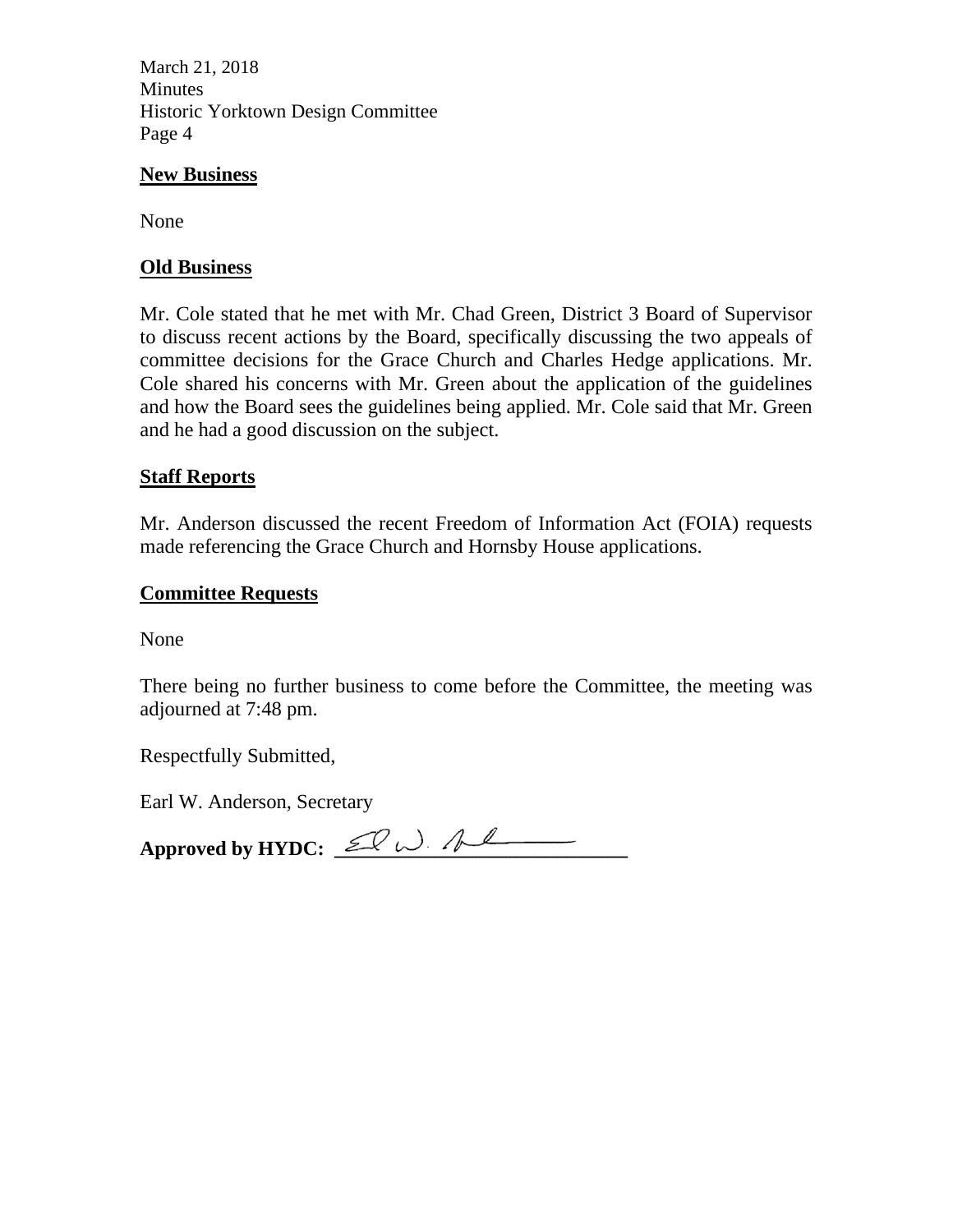## New Business

None

## Old Business

Mr. Cole stated that he met with Mr. Chad Green, District 3 Board of Supervisor to discuss recent actions by the Board, specifically discussing the two appeals of committee decisions for the Grace Church and Charles Hedge applications. Mr. Cole shared his concerns with Mr. Green about the application of the guidelines and how the Board sees the guidelines being applied. Mr. Cole said that Mr. Green and he had a good discussion on the subject.

## Staff Reports

Mr. Anderson discussed the recent Freedom of Information Act (FOIA) requests made referencing the Grace Church and Hornsby House applications.

## Committee Requests

None

There being no further business to come before the Committee, the meeting was adjourned at 7:48 pm.

Respectfully Submitted,

Earl W. Anderson, Secretary

**Approved by HYDC:** ___________________________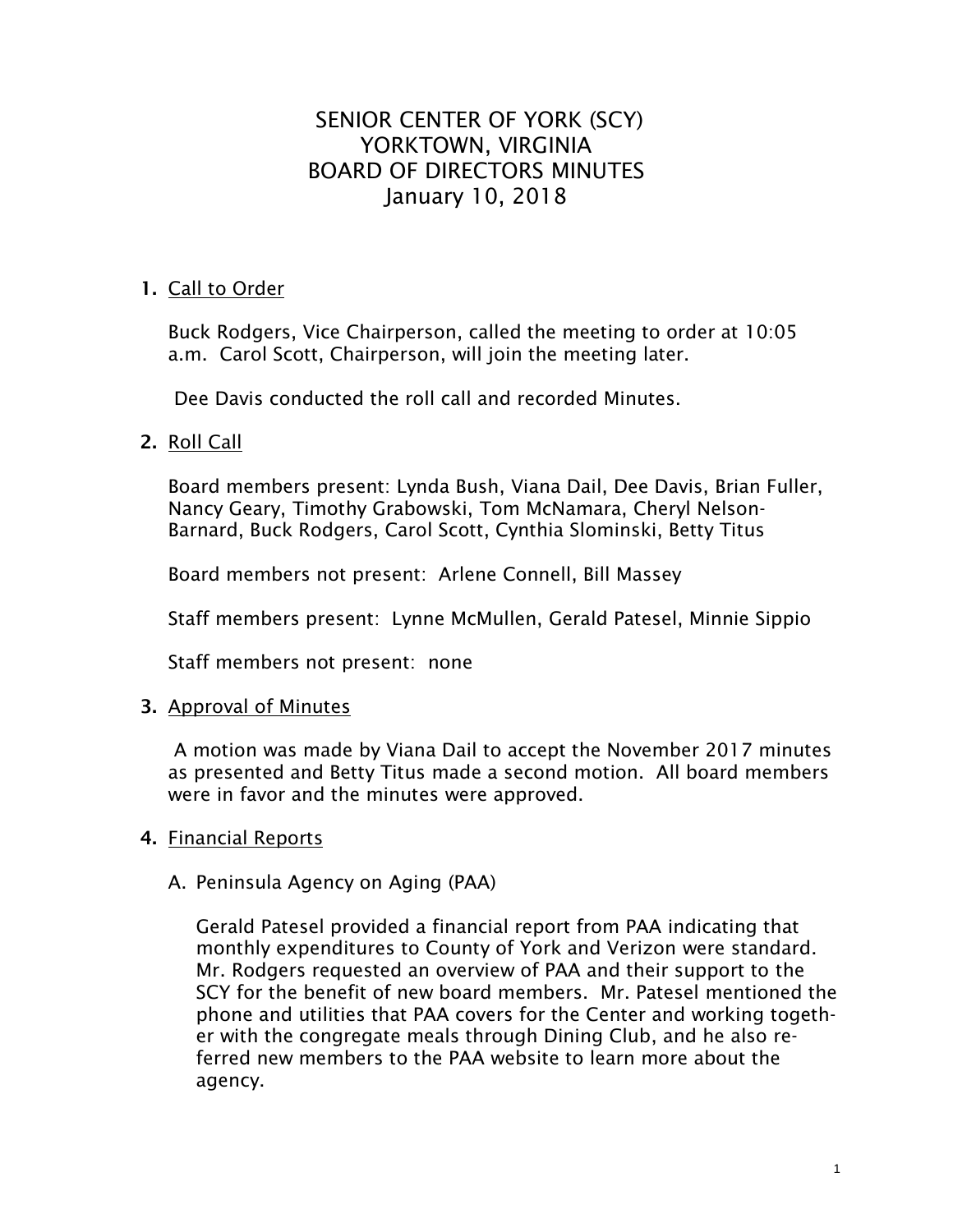# SENIOR CENTER OF YORK (SCY)
# YORKTOWN, VIRGINIA
# BOARD OF DIRECTORS MINUTES
# January 10, 2018

1. <u>Call to Order</u>

   Buck Rodgers, Vice Chairperson, called the meeting to order at 10:05 a.m. Carol Scott, Chairperson, will join the meeting later.

   Dee Davis conducted the roll call and recorded Minutes.

2. <u>Roll Call</u>

   Board members present: Lynda Bush, Viana Dail, Dee Davis, Brian Fuller, Nancy Geary, Timothy Grabowski, Tom McNamara, Cheryl Nelson-Barnard, Buck Rodgers, Carol Scott, Cynthia Slominski, Betty Titus

   Board members not present: Arlene Connell, Bill Massey

   Staff members present: Lynne McMullen, Gerald Patesel, Minnie Sippio

   Staff members not present: none

3. <u>Approval of Minutes</u>

   A motion was made by Viana Dail to accept the November 2017 minutes as presented and Betty Titus made a second motion. All board members were in favor and the minutes were approved.

4. <u>Financial Reports</u>

   A. Peninsula Agency on Aging (PAA)

      Gerald Patesel provided a financial report from PAA indicating that monthly expenditures to County of York and Verizon were standard. Mr. Rodgers requested an overview of PAA and their support to the SCY for the benefit of new board members. Mr. Patesel mentioned the phone and utilities that PAA covers for the Center and working together with the congregate meals through Dining Club, and he also referred new members to the PAA website to learn more about the agency.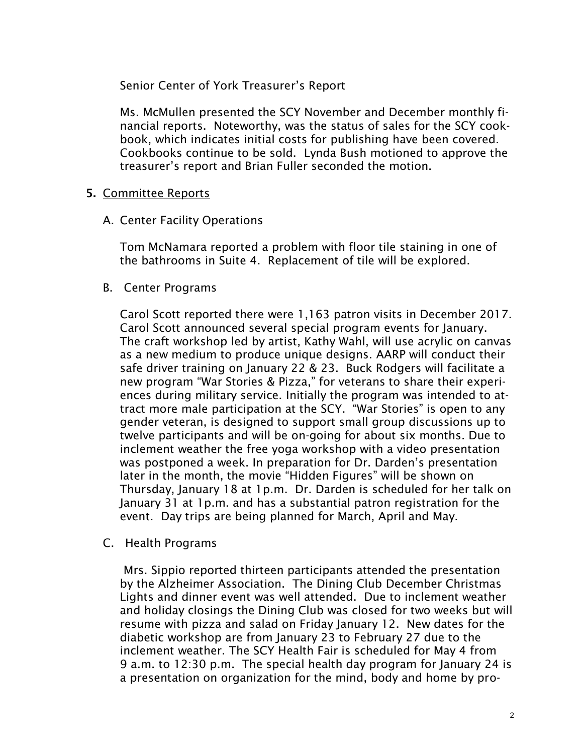Senior Center of York Treasurer's Report

Ms. McMullen presented the SCY November and December monthly financial reports. Noteworthy, was the status of sales for the SCY cookbook, which indicates initial costs for publishing have been covered. Cookbooks continue to be sold. Lynda Bush motioned to approve the treasurer's report and Brian Fuller seconded the motion.

**5.** Committee Reports

A. Center Facility Operations

Tom McNamara reported a problem with floor tile staining in one of the bathrooms in Suite 4. Replacement of tile will be explored.

B. Center Programs

Carol Scott reported there were 1,163 patron visits in December 2017. Carol Scott announced several special program events for January. The craft workshop led by artist, Kathy Wahl, will use acrylic on canvas as a new medium to produce unique designs. AARP will conduct their safe driver training on January 22 & 23. Buck Rodgers will facilitate a new program "War Stories & Pizza," for veterans to share their experiences during military service. Initially the program was intended to attract more male participation at the SCY. "War Stories" is open to any gender veteran, is designed to support small group discussions up to twelve participants and will be on-going for about six months. Due to inclement weather the free yoga workshop with a video presentation was postponed a week. In preparation for Dr. Darden's presentation later in the month, the movie "Hidden Figures" will be shown on Thursday, January 18 at 1p.m. Dr. Darden is scheduled for her talk on January 31 at 1p.m. and has a substantial patron registration for the event. Day trips are being planned for March, April and May.

C. Health Programs

Mrs. Sippio reported thirteen participants attended the presentation by the Alzheimer Association. The Dining Club December Christmas Lights and dinner event was well attended. Due to inclement weather and holiday closings the Dining Club was closed for two weeks but will resume with pizza and salad on Friday January 12. New dates for the diabetic workshop are from January 23 to February 27 due to the inclement weather. The SCY Health Fair is scheduled for May 4 from 9 a.m. to 12:30 p.m. The special health day program for January 24 is a presentation on organization for the mind, body and home by pro-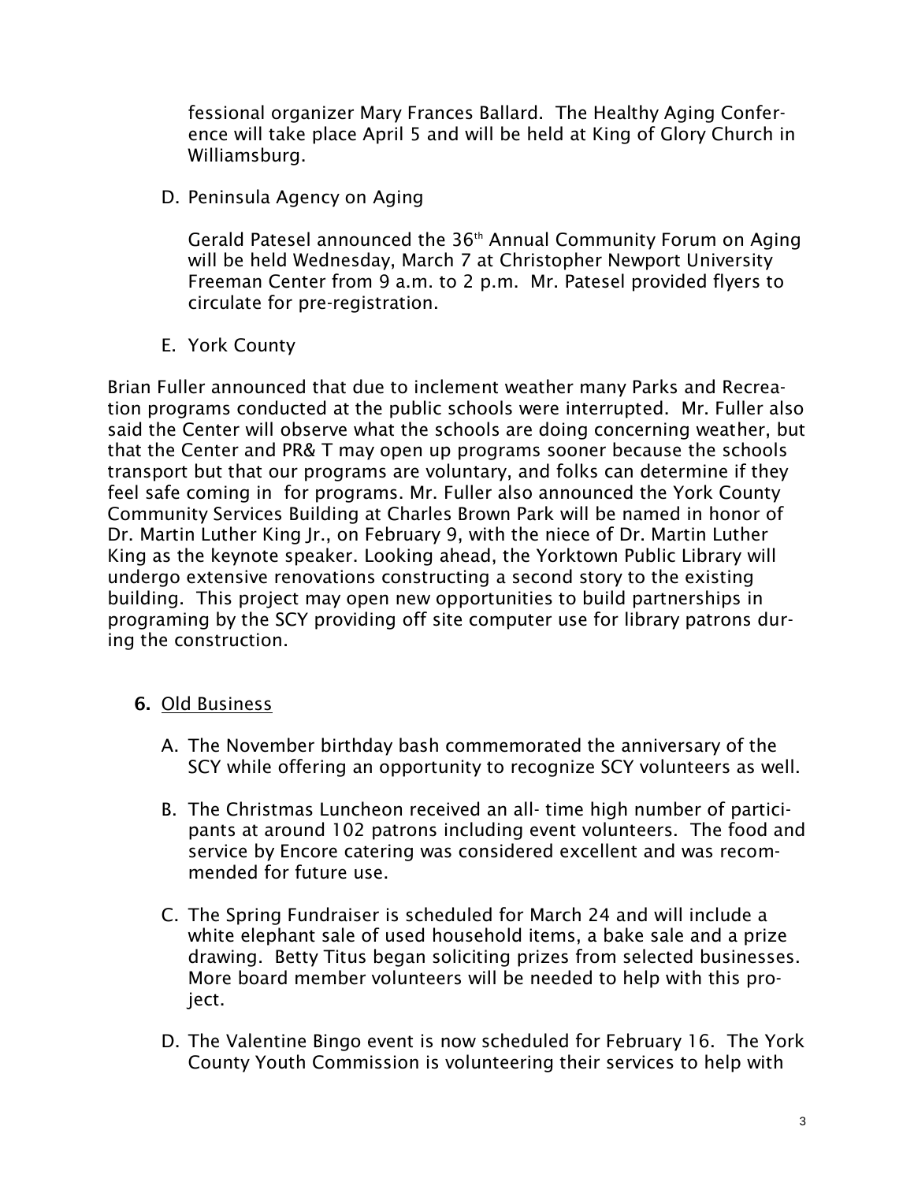fessional organizer Mary Frances Ballard. The Healthy Aging Conference will take place April 5 and will be held at King of Glory Church in Williamsburg.

D. Peninsula Agency on Aging

Gerald Patesel announced the 36th Annual Community Forum on Aging will be held Wednesday, March 7 at Christopher Newport University Freeman Center from 9 a.m. to 2 p.m. Mr. Patesel provided flyers to circulate for pre-registration.

E. York County

Brian Fuller announced that due to inclement weather many Parks and Recreation programs conducted at the public schools were interrupted. Mr. Fuller also said the Center will observe what the schools are doing concerning weather, but that the Center and PR& T may open up programs sooner because the schools transport but that our programs are voluntary, and folks can determine if they feel safe coming in for programs. Mr. Fuller also announced the York County Community Services Building at Charles Brown Park will be named in honor of Dr. Martin Luther King Jr., on February 9, with the niece of Dr. Martin Luther King as the keynote speaker. Looking ahead, the Yorktown Public Library will undergo extensive renovations constructing a second story to the existing building. This project may open new opportunities to build partnerships in programing by the SCY providing off site computer use for library patrons during the construction.

**6.** Old Business

A. The November birthday bash commemorated the anniversary of the SCY while offering an opportunity to recognize SCY volunteers as well.

B. The Christmas Luncheon received an all- time high number of participants at around 102 patrons including event volunteers. The food and service by Encore catering was considered excellent and was recommended for future use.

C. The Spring Fundraiser is scheduled for March 24 and will include a white elephant sale of used household items, a bake sale and a prize drawing. Betty Titus began soliciting prizes from selected businesses. More board member volunteers will be needed to help with this project.

D. The Valentine Bingo event is now scheduled for February 16. The York County Youth Commission is volunteering their services to help with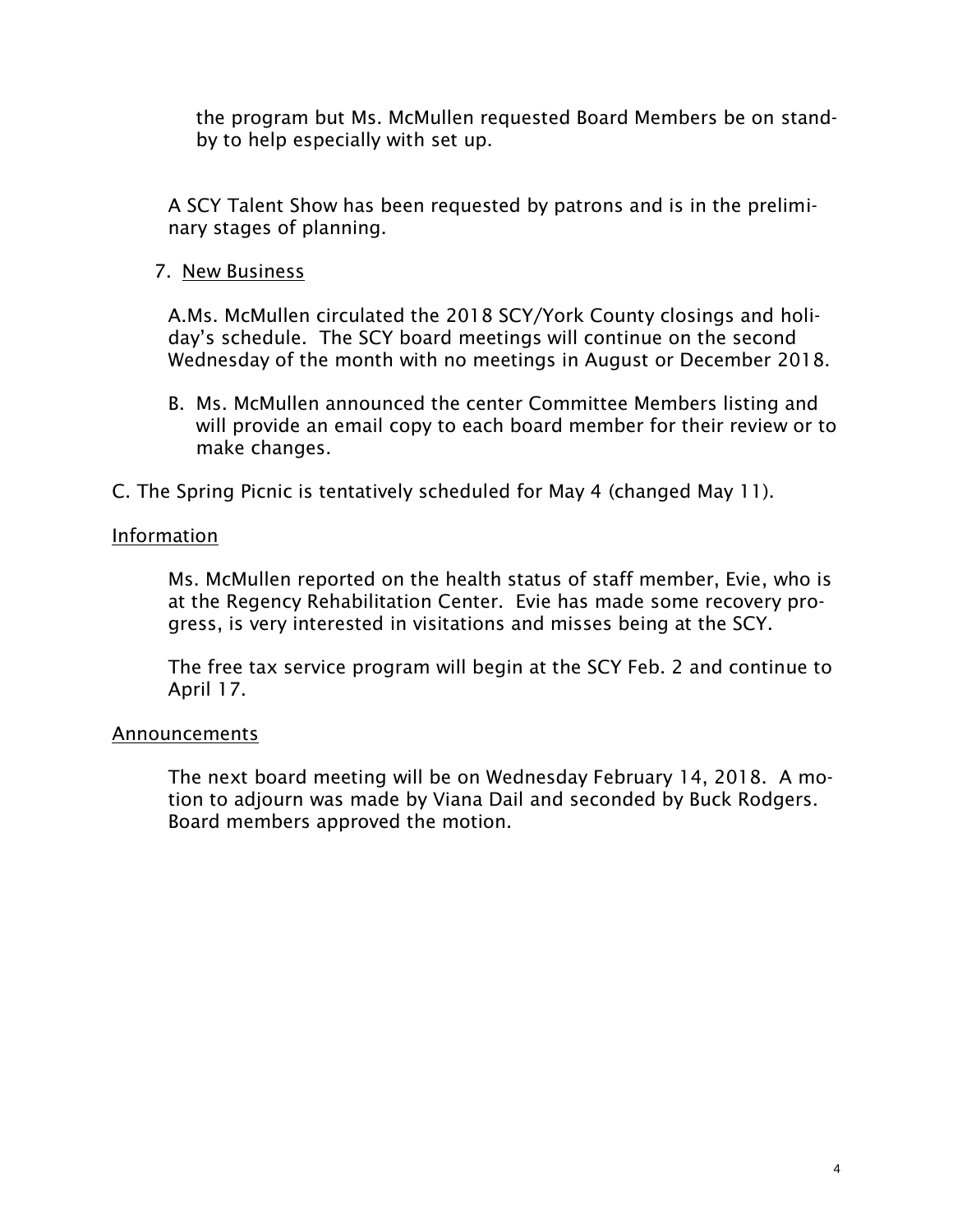the program but Ms. McMullen requested Board Members be on standby to help especially with set up.

A SCY Talent Show has been requested by patrons and is in the preliminary stages of planning.

7. <u>New Business</u>

A.Ms. McMullen circulated the 2018 SCY/York County closings and holiday's schedule. The SCY board meetings will continue on the second Wednesday of the month with no meetings in August or December 2018.

B. Ms. McMullen announced the center Committee Members listing and will provide an email copy to each board member for their review or to make changes.

C. The Spring Picnic is tentatively scheduled for May 4 (changed May 11).

<u>Information</u>

Ms. McMullen reported on the health status of staff member, Evie, who is at the Regency Rehabilitation Center. Evie has made some recovery progress, is very interested in visitations and misses being at the SCY.

The free tax service program will begin at the SCY Feb. 2 and continue to April 17.

<u>Announcements</u>

The next board meeting will be on Wednesday February 14, 2018. A motion to adjourn was made by Viana Dail and seconded by Buck Rodgers. Board members approved the motion.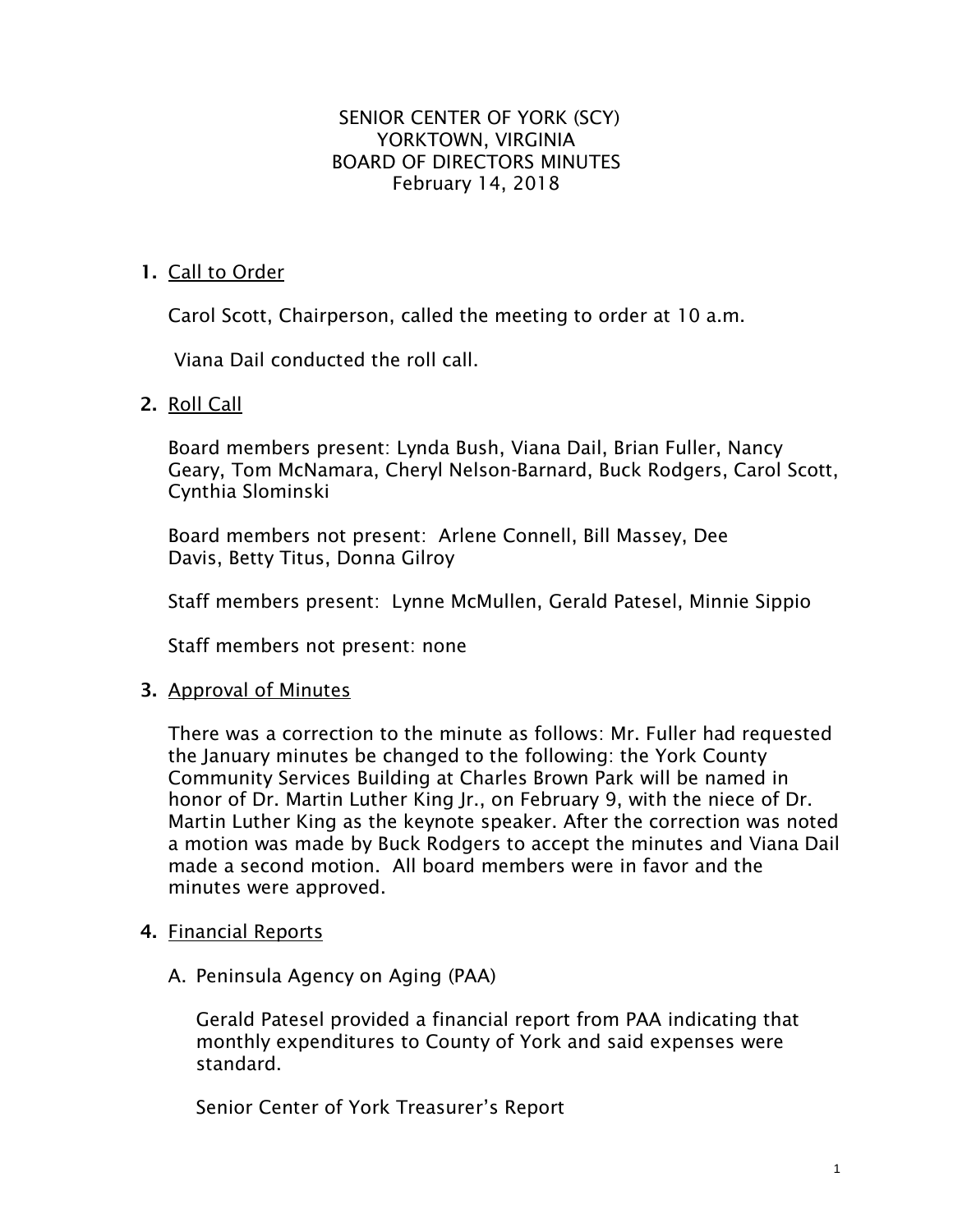SENIOR CENTER OF YORK (SCY)
YORKTOWN, VIRGINIA
BOARD OF DIRECTORS MINUTES
February 14, 2018

1. Call to Order

   Carol Scott, Chairperson, called the meeting to order at 10 a.m.

   Viana Dail conducted the roll call.

2. Roll Call

   Board members present: Lynda Bush, Viana Dail, Brian Fuller, Nancy Geary, Tom McNamara, Cheryl Nelson-Barnard, Buck Rodgers, Carol Scott, Cynthia Slominski

   Board members not present: Arlene Connell, Bill Massey, Dee Davis, Betty Titus, Donna Gilroy

   Staff members present: Lynne McMullen, Gerald Patesel, Minnie Sippio

   Staff members not present: none

3. Approval of Minutes

   There was a correction to the minute as follows: Mr. Fuller had requested the January minutes be changed to the following: the York County Community Services Building at Charles Brown Park will be named in honor of Dr. Martin Luther King Jr., on February 9, with the niece of Dr. Martin Luther King as the keynote speaker. After the correction was noted a motion was made by Buck Rodgers to accept the minutes and Viana Dail made a second motion. All board members were in favor and the minutes were approved.

4. Financial Reports

   A. Peninsula Agency on Aging (PAA)

      Gerald Patesel provided a financial report from PAA indicating that monthly expenditures to County of York and said expenses were standard.

      Senior Center of York Treasurer's Report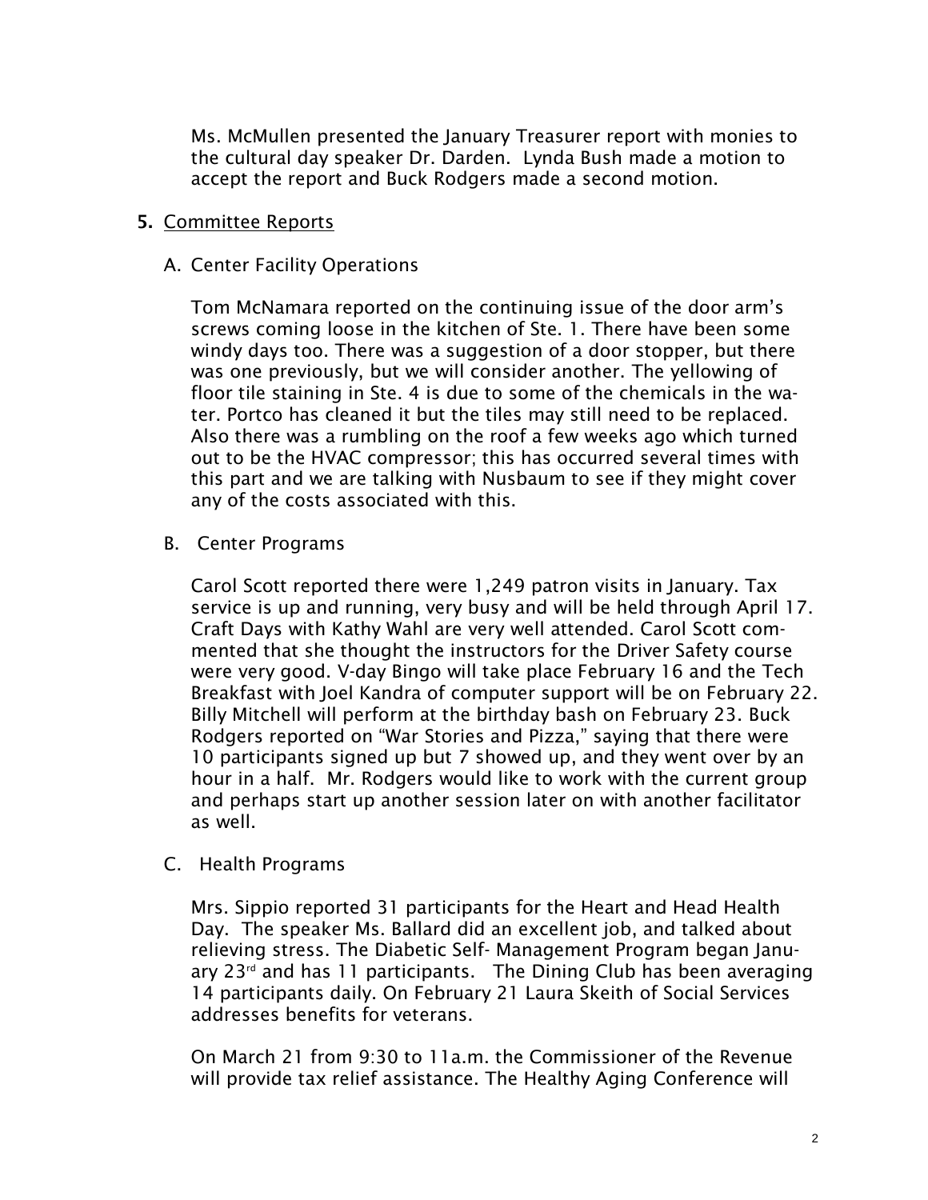Ms. McMullen presented the January Treasurer report with monies to the cultural day speaker Dr. Darden. Lynda Bush made a motion to accept the report and Buck Rodgers made a second motion.

**5.** Committee Reports

A. Center Facility Operations

Tom McNamara reported on the continuing issue of the door arm's screws coming loose in the kitchen of Ste. 1. There have been some windy days too. There was a suggestion of a door stopper, but there was one previously, but we will consider another. The yellowing of floor tile staining in Ste. 4 is due to some of the chemicals in the water. Portco has cleaned it but the tiles may still need to be replaced. Also there was a rumbling on the roof a few weeks ago which turned out to be the HVAC compressor; this has occurred several times with this part and we are talking with Nusbaum to see if they might cover any of the costs associated with this.

B. Center Programs

Carol Scott reported there were 1,249 patron visits in January. Tax service is up and running, very busy and will be held through April 17. Craft Days with Kathy Wahl are very well attended. Carol Scott commented that she thought the instructors for the Driver Safety course were very good. V-day Bingo will take place February 16 and the Tech Breakfast with Joel Kandra of computer support will be on February 22. Billy Mitchell will perform at the birthday bash on February 23. Buck Rodgers reported on "War Stories and Pizza," saying that there were 10 participants signed up but 7 showed up, and they went over by an hour in a half. Mr. Rodgers would like to work with the current group and perhaps start up another session later on with another facilitator as well.

C. Health Programs

Mrs. Sippio reported 31 participants for the Heart and Head Health Day. The speaker Ms. Ballard did an excellent job, and talked about relieving stress. The Diabetic Self- Management Program began January 23rd and has 11 participants. The Dining Club has been averaging 14 participants daily. On February 21 Laura Skeith of Social Services addresses benefits for veterans.

On March 21 from 9:30 to 11a.m. the Commissioner of the Revenue will provide tax relief assistance. The Healthy Aging Conference will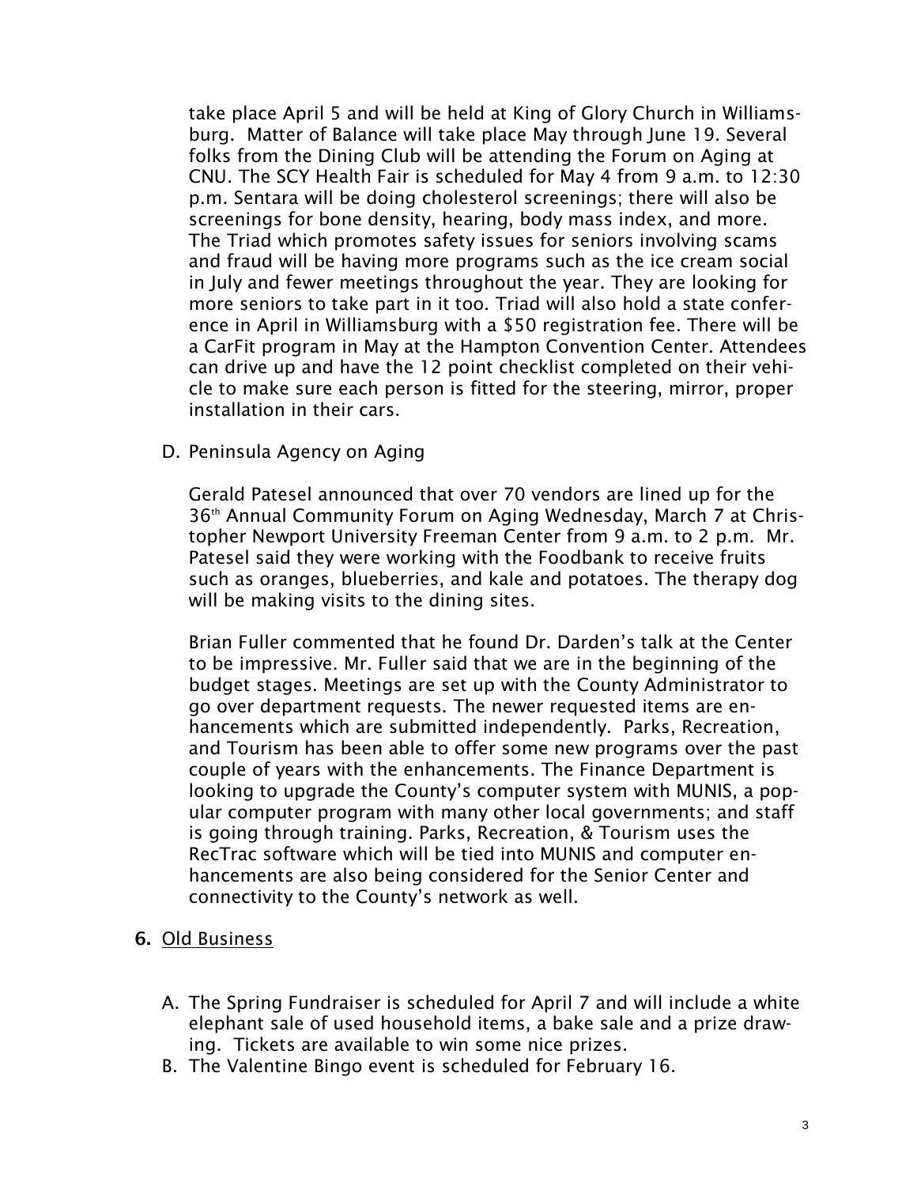take place April 5 and will be held at King of Glory Church in Williamsburg. Matter of Balance will take place May through June 19. Several folks from the Dining Club will be attending the Forum on Aging at CNU. The SCY Health Fair is scheduled for May 4 from 9 a.m. to 12:30 p.m. Sentara will be doing cholesterol screenings; there will also be screenings for bone density, hearing, body mass index, and more. The Triad which promotes safety issues for seniors involving scams and fraud will be having more programs such as the ice cream social in July and fewer meetings throughout the year. They are looking for more seniors to take part in it too. Triad will also hold a state conference in April in Williamsburg with a $50 registration fee. There will be a CarFit program in May at the Hampton Convention Center. Attendees can drive up and have the 12 point checklist completed on their vehicle to make sure each person is fitted for the steering, mirror, proper installation in their cars.

D. Peninsula Agency on Aging

Gerald Patesel announced that over 70 vendors are lined up for the 36th Annual Community Forum on Aging Wednesday, March 7 at Christopher Newport University Freeman Center from 9 a.m. to 2 p.m. Mr. Patesel said they were working with the Foodbank to receive fruits such as oranges, blueberries, and kale and potatoes. The therapy dog will be making visits to the dining sites.

Brian Fuller commented that he found Dr. Darden's talk at the Center to be impressive. Mr. Fuller said that we are in the beginning of the budget stages. Meetings are set up with the County Administrator to go over department requests. The newer requested items are enhancements which are submitted independently. Parks, Recreation, and Tourism has been able to offer some new programs over the past couple of years with the enhancements. The Finance Department is looking to upgrade the County's computer system with MUNIS, a popular computer program with many other local governments; and staff is going through training. Parks, Recreation, & Tourism uses the RecTrac software which will be tied into MUNIS and computer enhancements are also being considered for the Senior Center and connectivity to the County's network as well.

## 6. Old Business

A. The Spring Fundraiser is scheduled for April 7 and will include a white elephant sale of used household items, a bake sale and a prize drawing. Tickets are available to win some nice prizes.
B. The Valentine Bingo event is scheduled for February 16.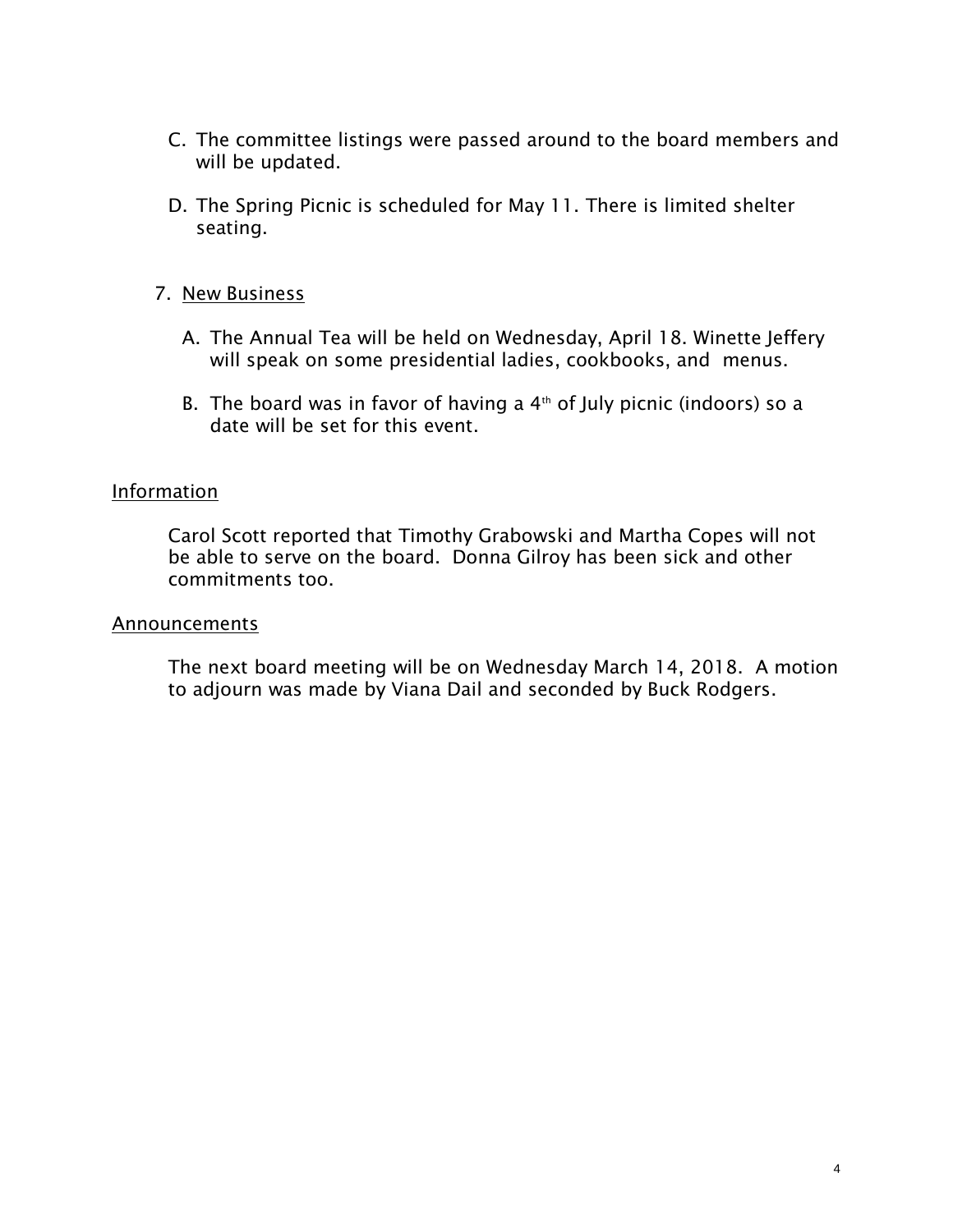C. The committee listings were passed around to the board members and will be updated.

D. The Spring Picnic is scheduled for May 11. There is limited shelter seating.

7. New Business

A. The Annual Tea will be held on Wednesday, April 18. Winette Jeffery will speak on some presidential ladies, cookbooks, and menus.

B. The board was in favor of having a 4th of July picnic (indoors) so a date will be set for this event.

Information

Carol Scott reported that Timothy Grabowski and Martha Copes will not be able to serve on the board. Donna Gilroy has been sick and other commitments too.

Announcements

The next board meeting will be on Wednesday March 14, 2018. A motion to adjourn was made by Viana Dail and seconded by Buck Rodgers.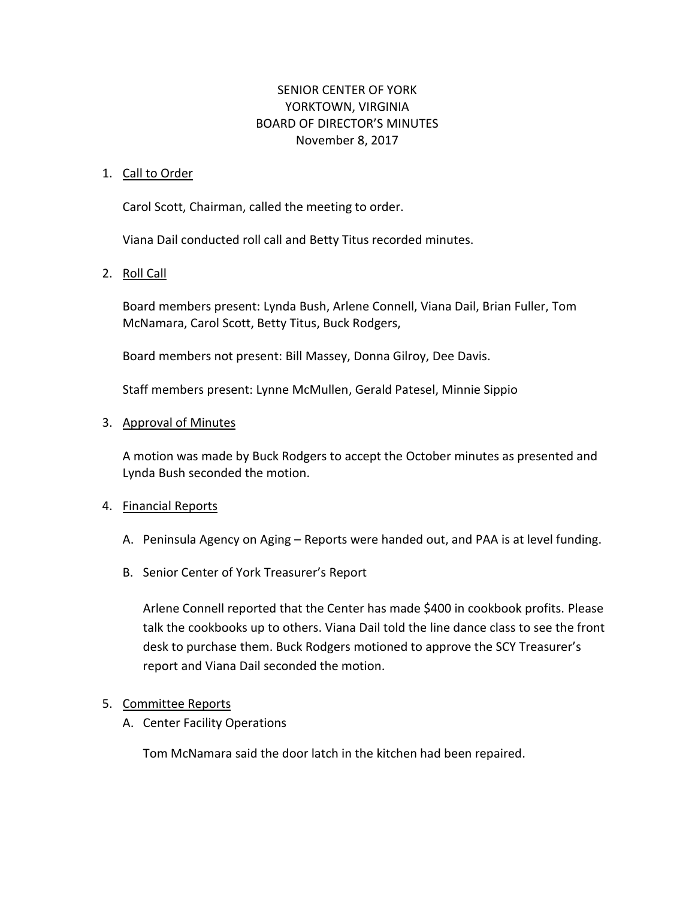# SENIOR CENTER OF YORK
# YORKTOWN, VIRGINIA
# BOARD OF DIRECTOR'S MINUTES
# November 8, 2017

1. Call to Order

   Carol Scott, Chairman, called the meeting to order.

   Viana Dail conducted roll call and Betty Titus recorded minutes.

2. Roll Call

   Board members present: Lynda Bush, Arlene Connell, Viana Dail, Brian Fuller, Tom McNamara, Carol Scott, Betty Titus, Buck Rodgers,

   Board members not present: Bill Massey, Donna Gilroy, Dee Davis.

   Staff members present: Lynne McMullen, Gerald Patesel, Minnie Sippio

3. Approval of Minutes

   A motion was made by Buck Rodgers to accept the October minutes as presented and Lynda Bush seconded the motion.

4. Financial Reports

   A. Peninsula Agency on Aging – Reports were handed out, and PAA is at level funding.

   B. Senior Center of York Treasurer's Report

      Arlene Connell reported that the Center has made $400 in cookbook profits. Please talk the cookbooks up to others. Viana Dail told the line dance class to see the front desk to purchase them. Buck Rodgers motioned to approve the SCY Treasurer's report and Viana Dail seconded the motion.

5. Committee Reports

   A. Center Facility Operations

      Tom McNamara said the door latch in the kitchen had been repaired.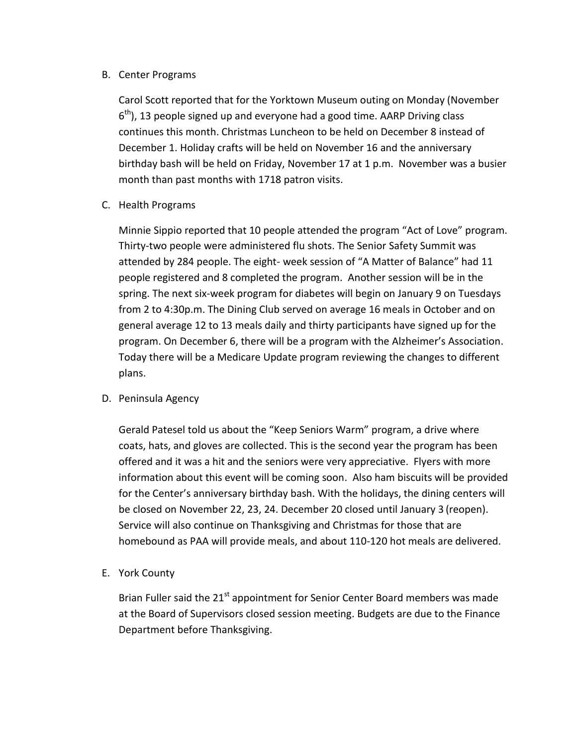B. Center Programs

Carol Scott reported that for the Yorktown Museum outing on Monday (November 6th), 13 people signed up and everyone had a good time. AARP Driving class continues this month. Christmas Luncheon to be held on December 8 instead of December 1. Holiday crafts will be held on November 16 and the anniversary birthday bash will be held on Friday, November 17 at 1 p.m. November was a busier month than past months with 1718 patron visits.

C. Health Programs

Minnie Sippio reported that 10 people attended the program "Act of Love" program. Thirty-two people were administered flu shots. The Senior Safety Summit was attended by 284 people. The eight- week session of "A Matter of Balance" had 11 people registered and 8 completed the program. Another session will be in the spring. The next six-week program for diabetes will begin on January 9 on Tuesdays from 2 to 4:30p.m. The Dining Club served on average 16 meals in October and on general average 12 to 13 meals daily and thirty participants have signed up for the program. On December 6, there will be a program with the Alzheimer's Association. Today there will be a Medicare Update program reviewing the changes to different plans.

D. Peninsula Agency

Gerald Patesel told us about the "Keep Seniors Warm" program, a drive where coats, hats, and gloves are collected. This is the second year the program has been offered and it was a hit and the seniors were very appreciative. Flyers with more information about this event will be coming soon. Also ham biscuits will be provided for the Center's anniversary birthday bash. With the holidays, the dining centers will be closed on November 22, 23, 24. December 20 closed until January 3 (reopen). Service will also continue on Thanksgiving and Christmas for those that are homebound as PAA will provide meals, and about 110-120 hot meals are delivered.

E. York County

Brian Fuller said the 21st appointment for Senior Center Board members was made at the Board of Supervisors closed session meeting. Budgets are due to the Finance Department before Thanksgiving.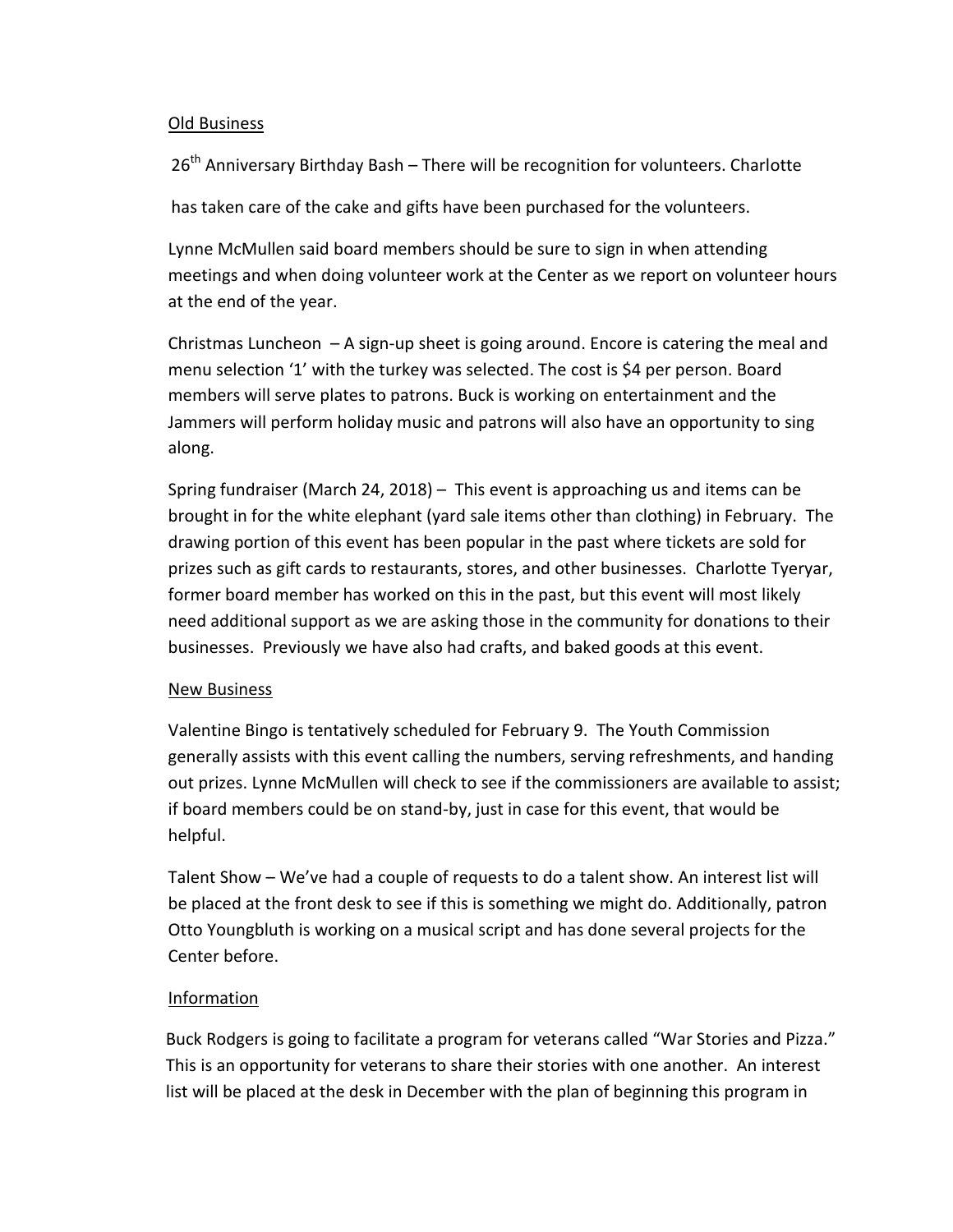Old Business

26th Anniversary Birthday Bash – There will be recognition for volunteers. Charlotte has taken care of the cake and gifts have been purchased for the volunteers.

Lynne McMullen said board members should be sure to sign in when attending meetings and when doing volunteer work at the Center as we report on volunteer hours at the end of the year.

Christmas Luncheon – A sign-up sheet is going around. Encore is catering the meal and menu selection '1' with the turkey was selected. The cost is $4 per person. Board members will serve plates to patrons. Buck is working on entertainment and the Jammers will perform holiday music and patrons will also have an opportunity to sing along.

Spring fundraiser (March 24, 2018) – This event is approaching us and items can be brought in for the white elephant (yard sale items other than clothing) in February. The drawing portion of this event has been popular in the past where tickets are sold for prizes such as gift cards to restaurants, stores, and other businesses. Charlotte Tyeryar, former board member has worked on this in the past, but this event will most likely need additional support as we are asking those in the community for donations to their businesses. Previously we have also had crafts, and baked goods at this event.

New Business

Valentine Bingo is tentatively scheduled for February 9. The Youth Commission generally assists with this event calling the numbers, serving refreshments, and handing out prizes. Lynne McMullen will check to see if the commissioners are available to assist; if board members could be on stand-by, just in case for this event, that would be helpful.

Talent Show – We've had a couple of requests to do a talent show. An interest list will be placed at the front desk to see if this is something we might do. Additionally, patron Otto Youngbluth is working on a musical script and has done several projects for the Center before.

Information

Buck Rodgers is going to facilitate a program for veterans called "War Stories and Pizza." This is an opportunity for veterans to share their stories with one another. An interest list will be placed at the desk in December with the plan of beginning this program in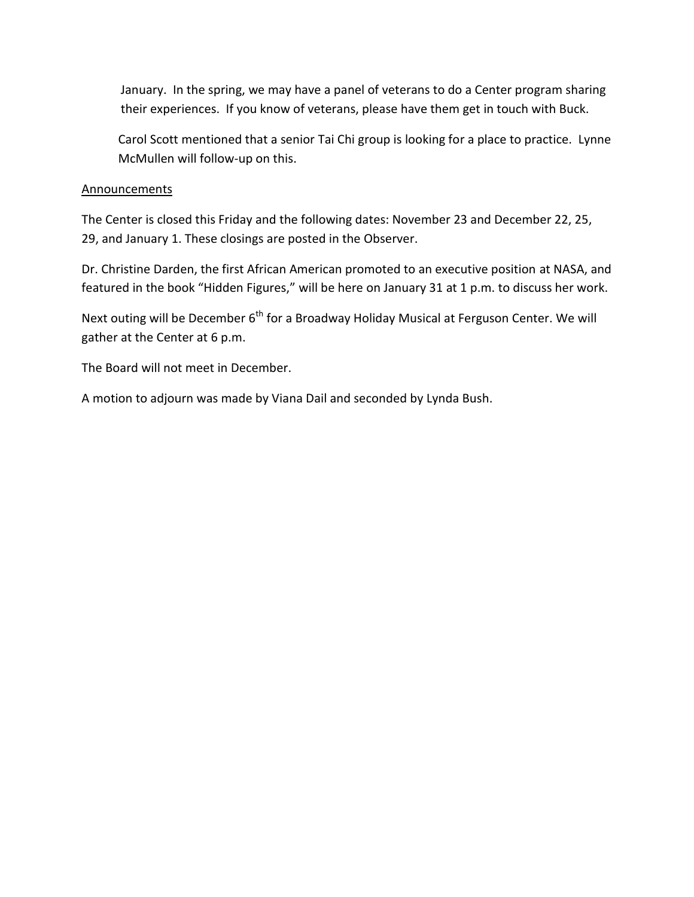January. In the spring, we may have a panel of veterans to do a Center program sharing their experiences. If you know of veterans, please have them get in touch with Buck.

Carol Scott mentioned that a senior Tai Chi group is looking for a place to practice. Lynne McMullen will follow-up on this.

<u>Announcements</u>

The Center is closed this Friday and the following dates: November 23 and December 22, 25, 29, and January 1. These closings are posted in the Observer.

Dr. Christine Darden, the first African American promoted to an executive position at NASA, and featured in the book "Hidden Figures," will be here on January 31 at 1 p.m. to discuss her work.

Next outing will be December 6th for a Broadway Holiday Musical at Ferguson Center. We will gather at the Center at 6 p.m.

The Board will not meet in December.

A motion to adjourn was made by Viana Dail and seconded by Lynda Bush.